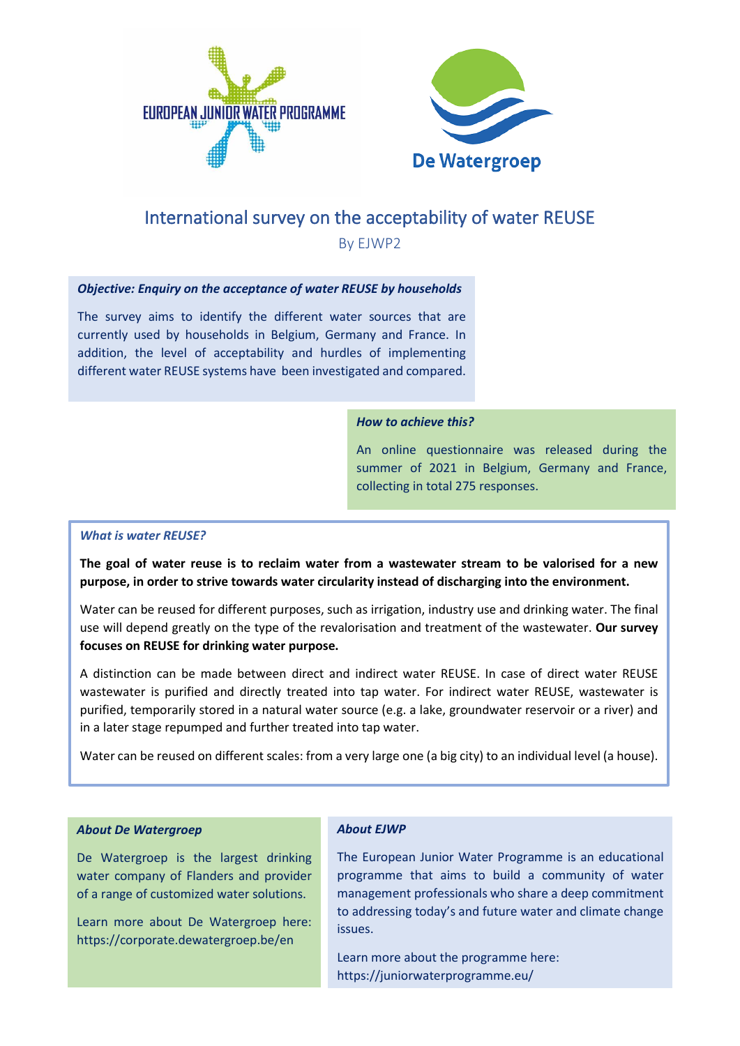# International survey on the acceptability of water REUSE

By EJWP2

***Objective: Enquiry on the acceptance of water REUSE by households***

The survey aims to identify the different water sources that are currently used by households in Belgium, Germany and France. In addition, the level of acceptability and hurdles of implementing different water REUSE systems have been investigated and compared.

***How to achieve this?***

An online questionnaire was released during the summer of 2021 in Belgium, Germany and France, collecting in total 275 responses.

***What is water REUSE?***

**The goal of water reuse is to reclaim water from a wastewater stream to be valorised for a new purpose, in order to strive towards water circularity instead of discharging into the environment.**

Water can be reused for different purposes, such as irrigation, industry use and drinking water. The final use will depend greatly on the type of the revalorisation and treatment of the wastewater. **Our survey focuses on REUSE for drinking water purpose.**

A distinction can be made between direct and indirect water REUSE. In case of direct water REUSE wastewater is purified and directly treated into tap water. For indirect water REUSE, wastewater is purified, temporarily stored in a natural water source (e.g. a lake, groundwater reservoir or a river) and in a later stage repumped and further treated into tap water.

Water can be reused on different scales: from a very large one (a big city) to an individual level (a house).

***About De Watergroep***

De Watergroep is the largest drinking water company of Flanders and provider of a range of customized water solutions.

Learn more about De Watergroep here: https://corporate.dewatergroep.be/en

***About EJWP***

The European Junior Water Programme is an educational programme that aims to build a community of water management professionals who share a deep commitment to addressing today's and future water and climate change issues.

Learn more about the programme here: https://juniorwaterprogramme.eu/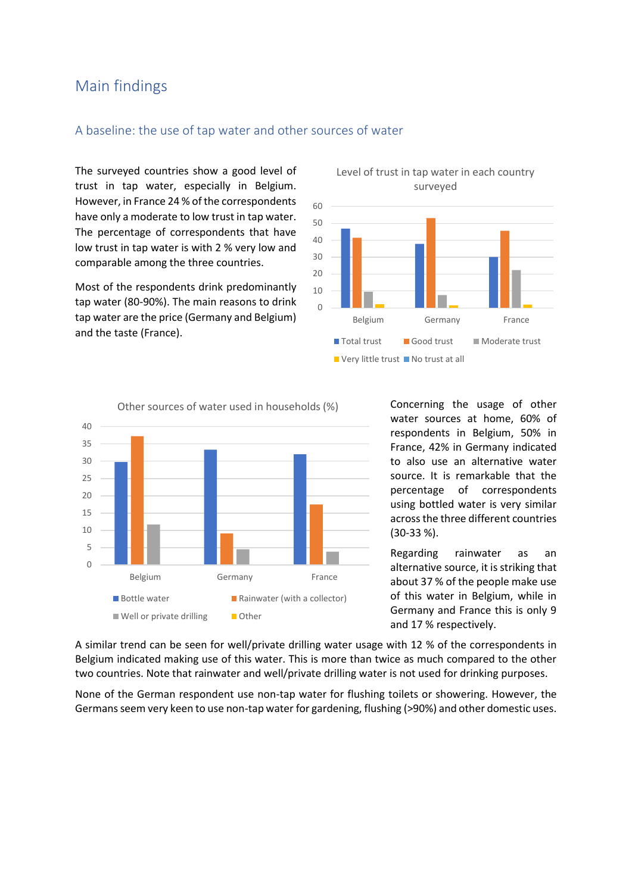## Main findings

### A baseline: the use of tap water and other sources of water

The surveyed countries show a good level of trust in tap water, especially in Belgium. However, in France 24 % of the correspondents have only a moderate to low trust in tap water. The percentage of correspondents that have low trust in tap water is with 2 % very low and comparable among the three countries.

Most of the respondents drink predominantly tap water (80-90%). The main reasons to drink tap water are the price (Germany and Belgium) and the taste (France).

Level of trust in tap water in each country surveyed

Other sources of water used in households (%)

Concerning the usage of other water sources at home, 60% of respondents in Belgium, 50% in France, 42% in Germany indicated to also use an alternative water source. It is remarkable that the percentage of correspondents using bottled water is very similar across the three different countries (30-33 %).

Regarding rainwater as an alternative source, it is striking that about 37 % of the people make use of this water in Belgium, while in Germany and France this is only 9 and 17 % respectively.

A similar trend can be seen for well/private drilling water usage with 12 % of the correspondents in Belgium indicated making use of this water. This is more than twice as much compared to the other two countries. Note that rainwater and well/private drilling water is not used for drinking purposes.

None of the German respondent use non-tap water for flushing toilets or showering. However, the Germans seem very keen to use non-tap water for gardening, flushing (>90%) and other domestic uses.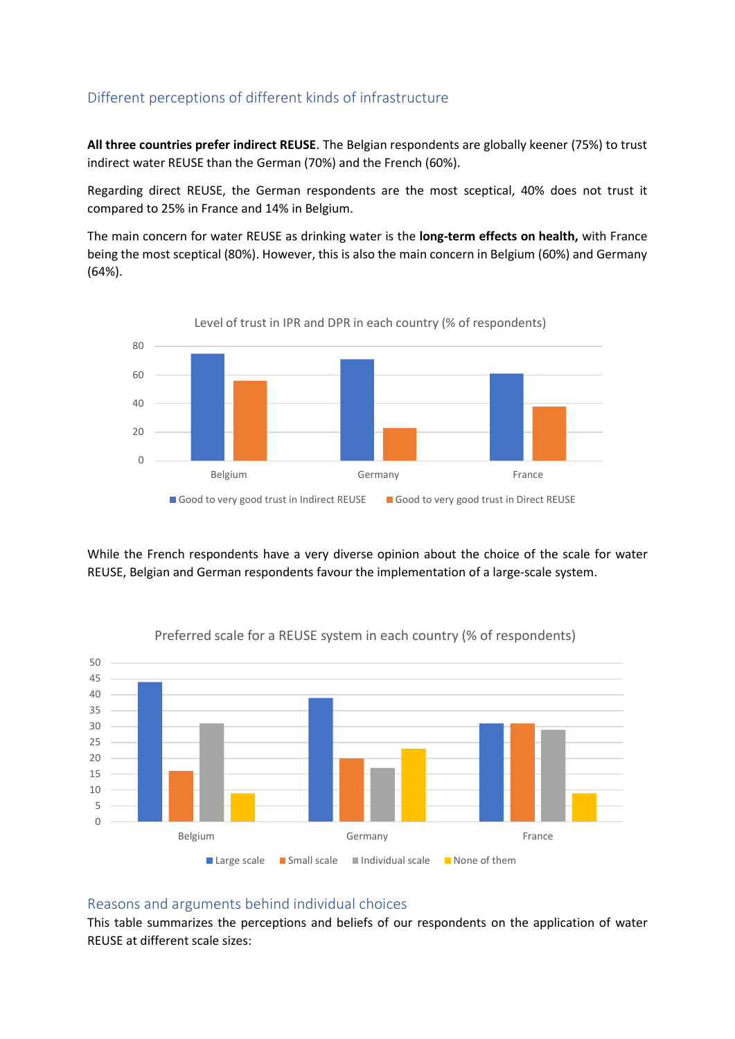## Different perceptions of different kinds of infrastructure

**All three countries prefer indirect REUSE**. The Belgian respondents are globally keener (75%) to trust indirect water REUSE than the German (70%) and the French (60%).

Regarding direct REUSE, the German respondents are the most sceptical, 40% does not trust it compared to 25% in France and 14% in Belgium.

The main concern for water REUSE as drinking water is the **long-term effects on health,** with France being the most sceptical (80%). However, this is also the main concern in Belgium (60%) and Germany (64%).

Level of trust in IPR and DPR in each country (% of respondents)

While the French respondents have a very diverse opinion about the choice of the scale for water REUSE, Belgian and German respondents favour the implementation of a large-scale system.

Preferred scale for a REUSE system in each country (% of respondents)

## Reasons and arguments behind individual choices

This table summarizes the perceptions and beliefs of our respondents on the application of water REUSE at different scale sizes: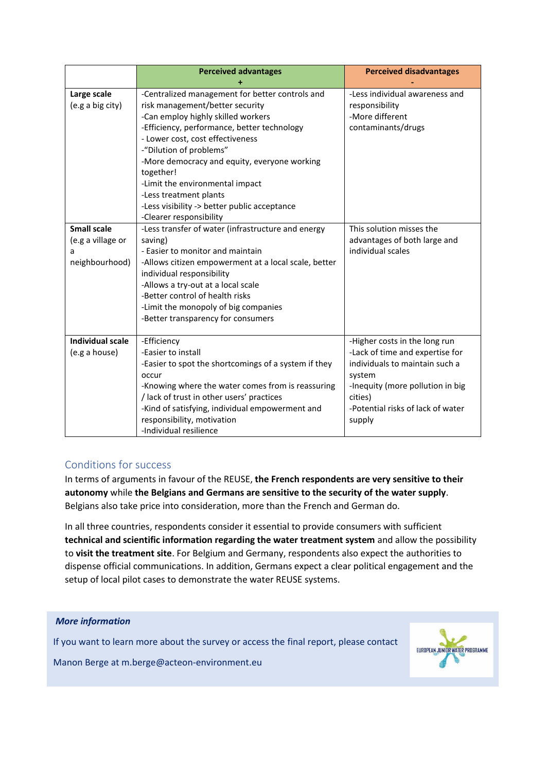| | Perceived advantages + | Perceived disadvantages - |
|---|---|---|
| **Large scale** (e.g a big city) | -Centralized management for better controls and risk management/better security<br>-Can employ highly skilled workers<br>-Efficiency, performance, better technology<br>- Lower cost, cost effectiveness<br>-"Dilution of problems"<br>-More democracy and equity, everyone working together!<br>-Limit the environmental impact<br>-Less treatment plants<br>-Less visibility -> better public acceptance<br>-Clearer responsibility | -Less individual awareness and responsibility<br>-More different contaminants/drugs |
| **Small scale** (e.g a village or a neighbourhood) | -Less transfer of water (infrastructure and energy saving)<br>- Easier to monitor and maintain<br>-Allows citizen empowerment at a local scale, better individual responsibility<br>-Allows a try-out at a local scale<br>-Better control of health risks<br>-Limit the monopoly of big companies<br>-Better transparency for consumers | This solution misses the advantages of both large and individual scales |
| **Individual scale** (e.g a house) | -Efficiency<br>-Easier to install<br>-Easier to spot the shortcomings of a system if they occur<br>-Knowing where the water comes from is reassuring / lack of trust in other users' practices<br>-Kind of satisfying, individual empowerment and responsibility, motivation<br>-Individual resilience | -Higher costs in the long run<br>-Lack of time and expertise for individuals to maintain such a system<br>-Inequity (more pollution in big cities)<br>-Potential risks of lack of water supply |

## Conditions for success

In terms of arguments in favour of the REUSE, **the French respondents are very sensitive to their autonomy** while **the Belgians and Germans are sensitive to the security of the water supply**. Belgians also take price into consideration, more than the French and German do.

In all three countries, respondents consider it essential to provide consumers with sufficient **technical and scientific information regarding the water treatment system** and allow the possibility to **visit the treatment site**. For Belgium and Germany, respondents also expect the authorities to dispense official communications. In addition, Germans expect a clear political engagement and the setup of local pilot cases to demonstrate the water REUSE systems.

***More information***

If you want to learn more about the survey or access the final report, please contact

Manon Berge at m.berge@acteon-environment.eu

EUROPEAN JUNIOR WATER PROGRAMME